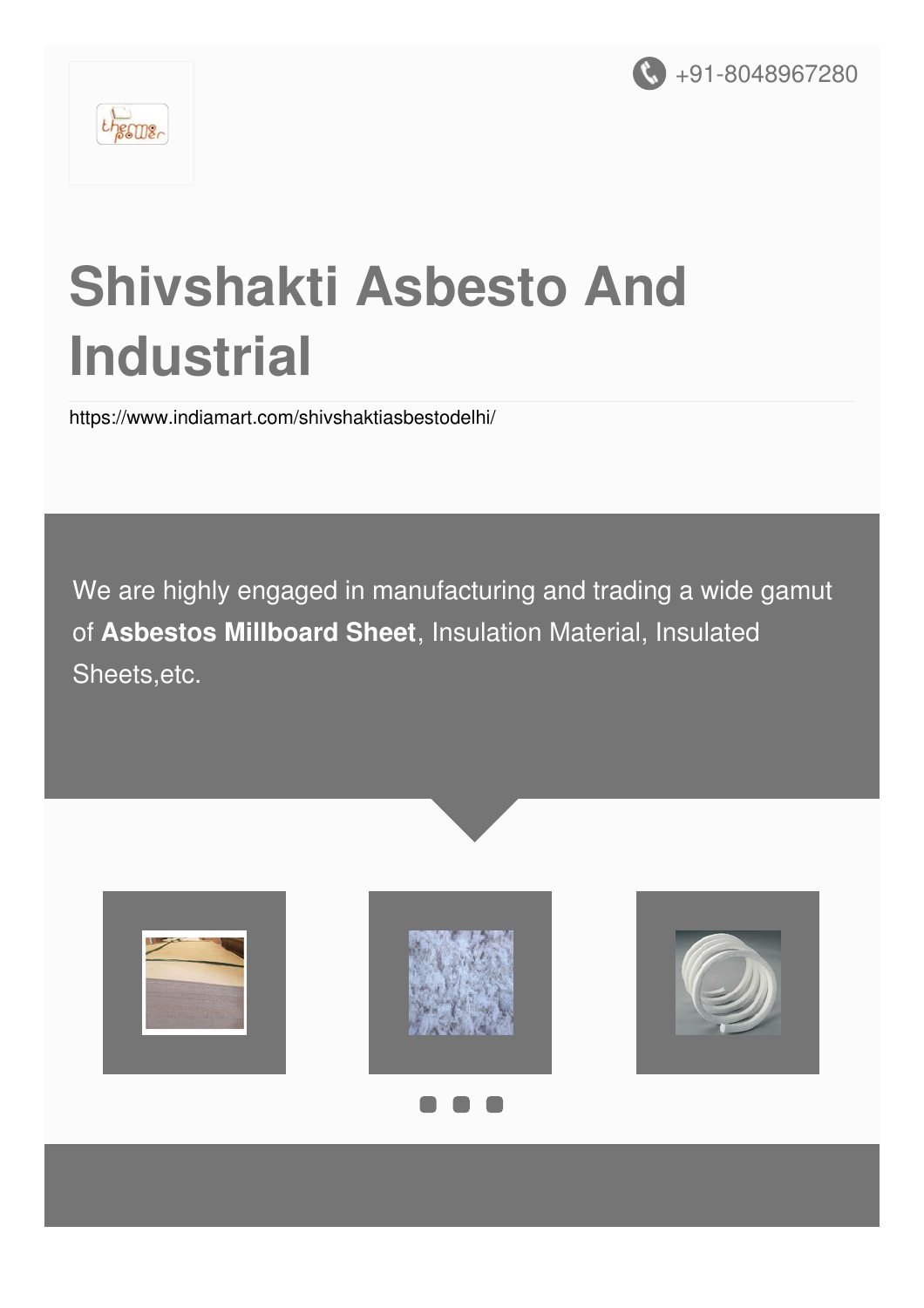+91-8048967280

# Shivshakti Asbesto And Industrial

https://www.indiamart.com/shivshaktiasbestodelhi/

We are highly engaged in manufacturing and trading a wide gamut of **Asbestos Millboard Sheet**, Insulation Material, Insulated Sheets,etc.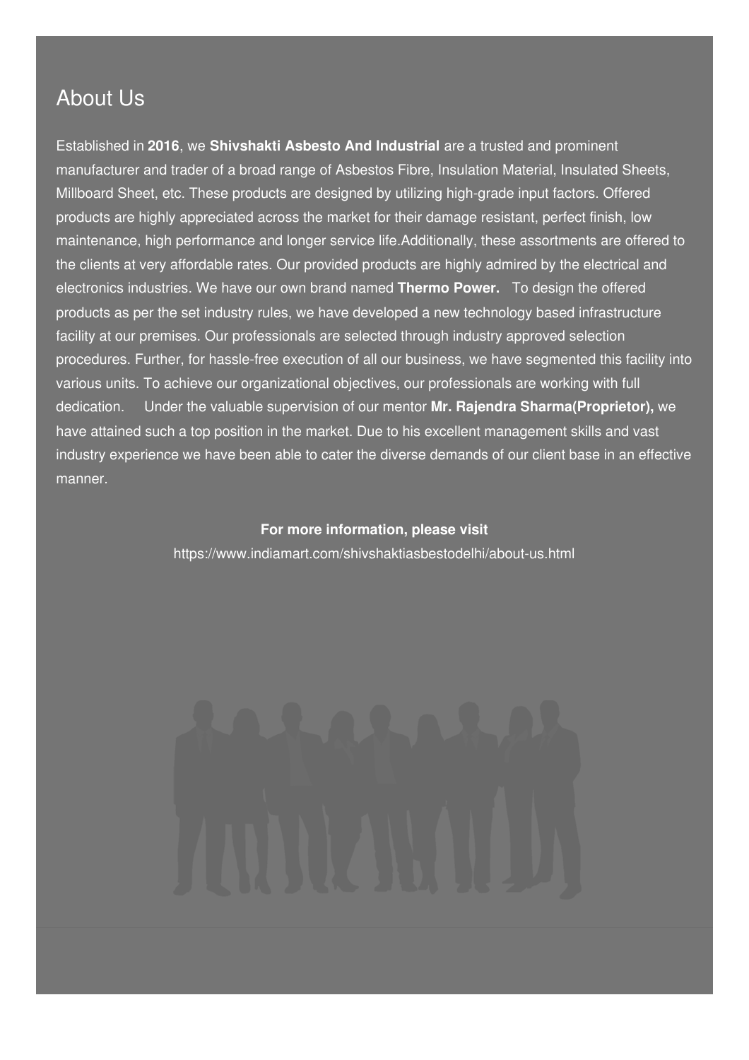## About Us

Established in **2016**, we **Shivshakti Asbesto And Industrial** are a trusted and prominent manufacturer and trader of a broad range of Asbestos Fibre, Insulation Material, Insulated Sheets, Millboard Sheet, etc. These products are designed by utilizing high-grade input factors. Offered products are highly appreciated across the market for their damage resistant, perfect finish, low maintenance, high performance and longer service life.Additionally, these assortments are offered to the clients at very affordable rates. Our provided products are highly admired by the electrical and electronics industries. We have our own brand named **Thermo Power.** To design the offered products as per the set industry rules, we have developed a new technology based infrastructure facility at our premises. Our professionals are selected through industry approved selection procedures. Further, for hassle-free execution of all our business, we have segmented this facility into various units. To achieve our organizational objectives, our professionals are working with full dedication. Under the valuable supervision of our mentor **Mr. Rajendra Sharma(Proprietor),** we have attained such a top position in the market. Due to his excellent management skills and vast industry experience we have been able to cater the diverse demands of our client base in an effective manner.

**For more information, please visit**

https://www.indiamart.com/shivshaktiasbestodelhi/about-us.html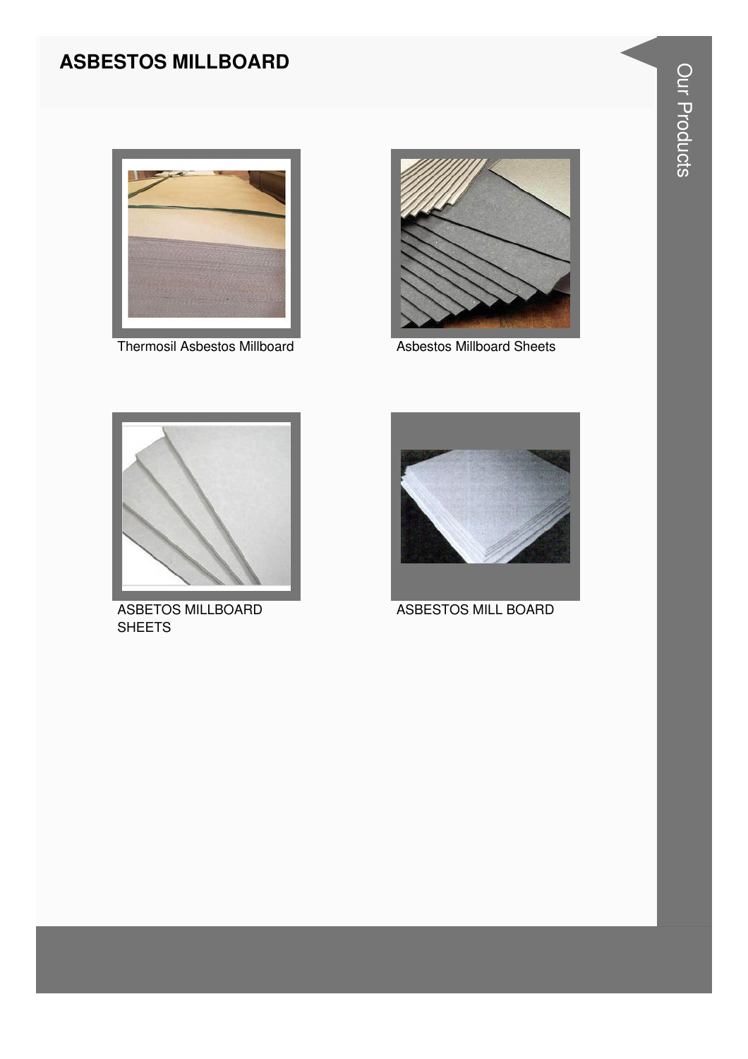# ASBESTOS MILLBOARD

Thermosil Asbestos Millboard

Asbestos Millboard Sheets

ASBETOS MILLBOARD SHEETS

ASBESTOS MILL BOARD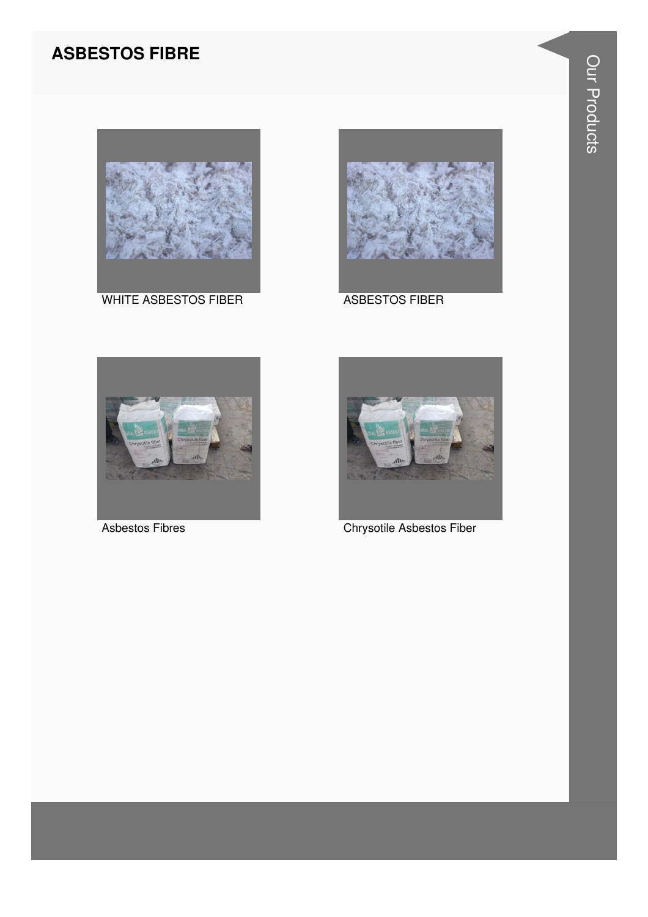# ASBESTOS FIBRE

WHITE ASBESTOS FIBER

ASBESTOS FIBER

Asbestos Fibres

Chrysotile Asbestos Fiber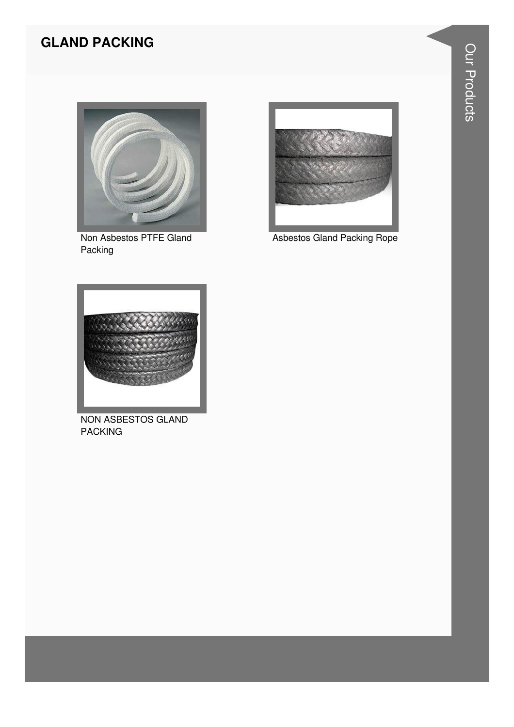## GLAND PACKING

Non Asbestos PTFE Gland Packing

Asbestos Gland Packing Rope

NON ASBESTOS GLAND PACKING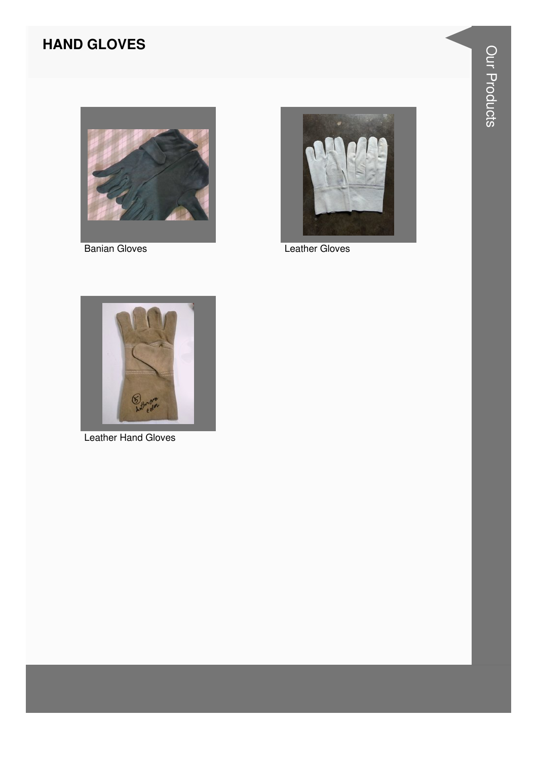## HAND GLOVES

Banian Gloves

Leather Gloves

Leather Hand Gloves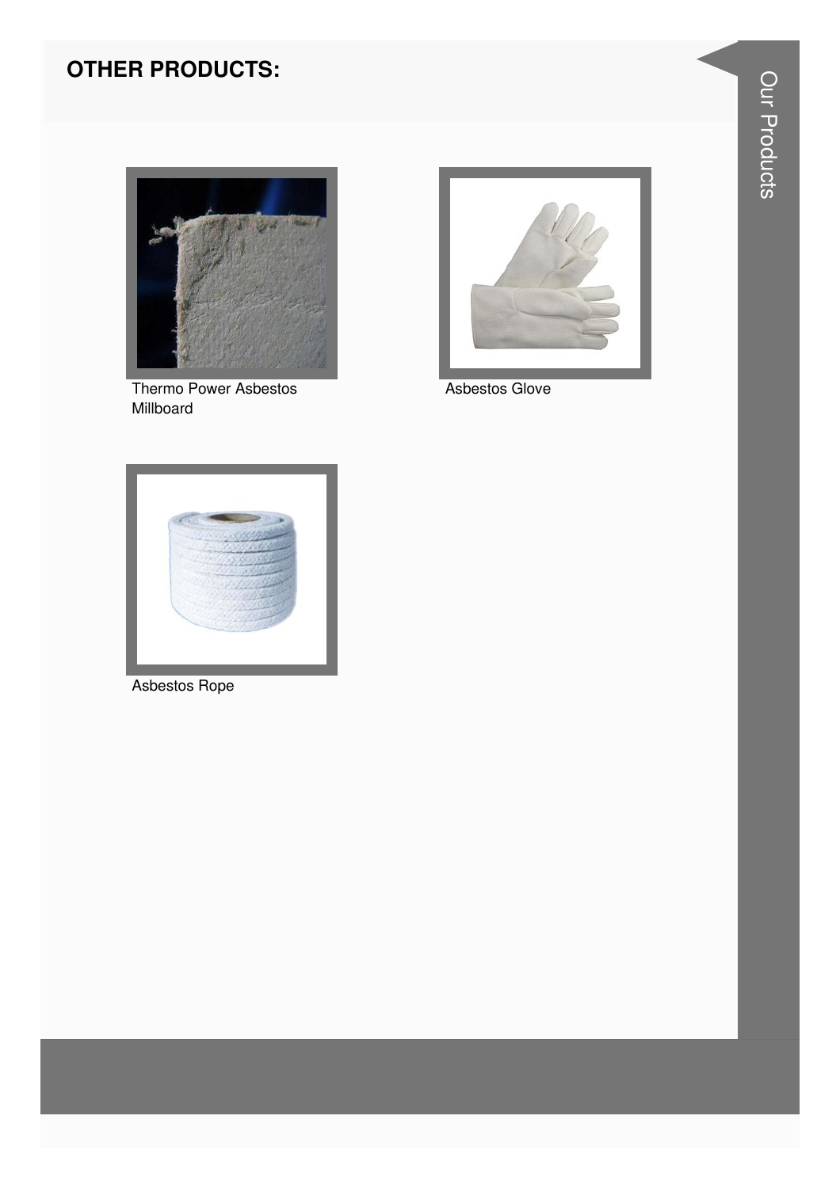## OTHER PRODUCTS:

Thermo Power Asbestos Millboard

Asbestos Glove

Asbestos Rope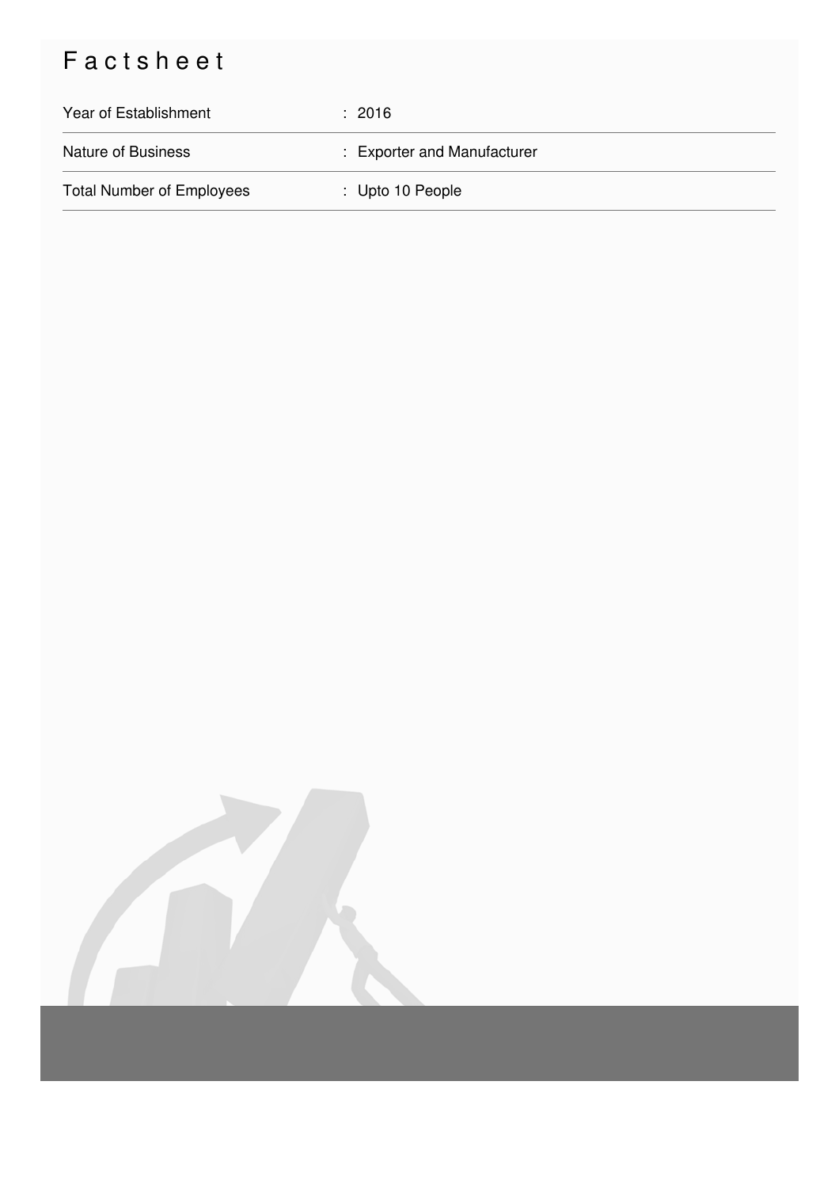# Factsheet

| | |
|---|---|
| Year of Establishment | : 2016 |
| Nature of Business | : Exporter and Manufacturer |
| Total Number of Employees | : Upto 10 People |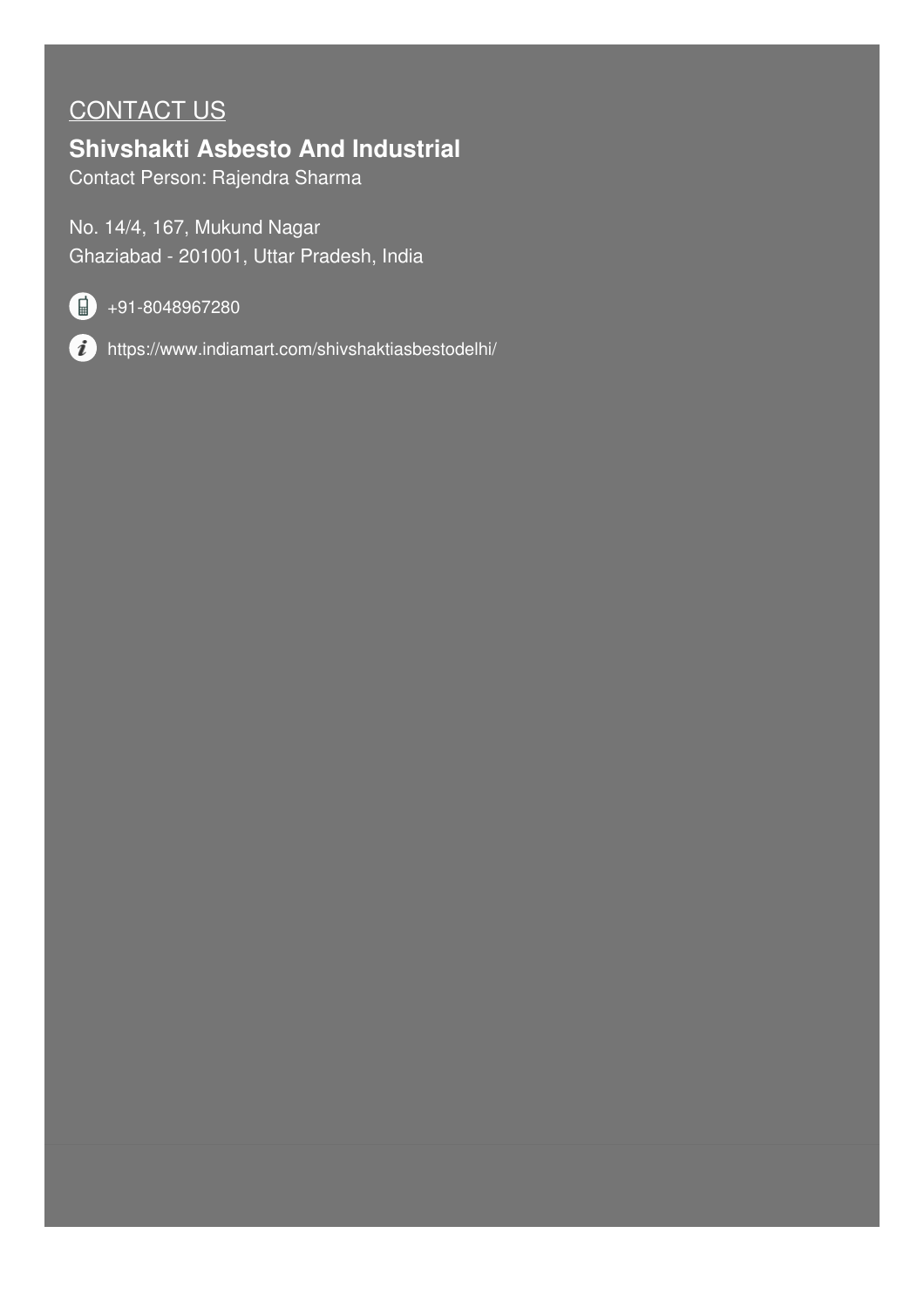## CONTACT US

### Shivshakti Asbesto And Industrial

Contact Person: Rajendra Sharma

No. 14/4, 167, Mukund Nagar
Ghaziabad - 201001, Uttar Pradesh, India

+91-8048967280

https://www.indiamart.com/shivshaktiasbestodelhi/